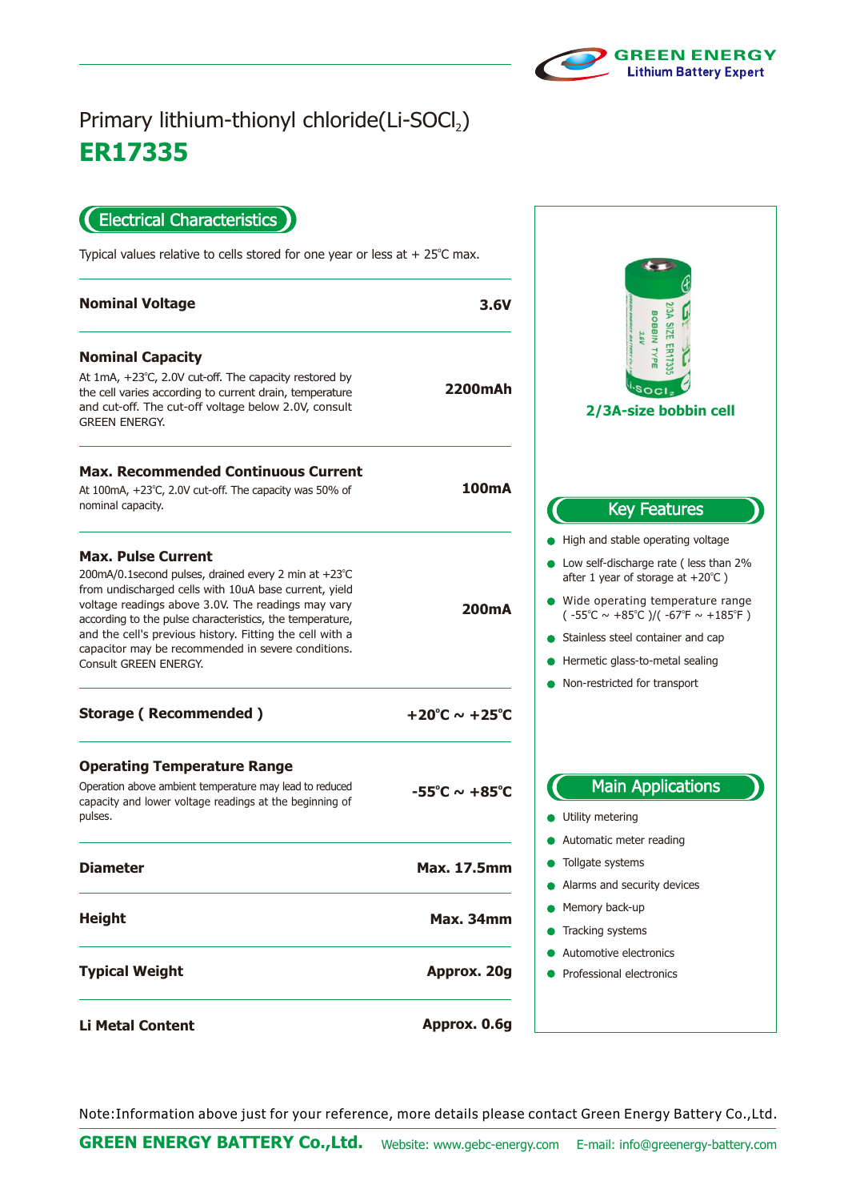# Primary lithium-thionyl chloride(Li-$SOCl_2$)

# ER17335

## Electrical Characteristics

Typical values relative to cells stored for one year or less at + 25℃ max.

| Parameter | Value |
|---|---|
| **Nominal Voltage** | **3.6V** |
| **Nominal Capacity**<br>At 1mA, +23℃, 2.0V cut-off. The capacity restored by the cell varies according to current drain, temperature and cut-off. The cut-off voltage below 2.0V, consult GREEN ENERGY. | **2200mAh** |
| **Max. Recommended Continuous Current**<br>At 100mA, +23℃, 2.0V cut-off. The capacity was 50% of nominal capacity. | **100mA** |
| **Max. Pulse Current**<br>200mA/0.1second pulses, drained every 2 min at +23℃ from undischarged cells with 10uA base current, yield voltage readings above 3.0V. The readings may vary according to the pulse characteristics, the temperature, and the cell's previous history. Fitting the cell with a capacitor may be recommended in severe conditions. Consult GREEN ENERGY. | **200mA** |
| **Storage ( Recommended )** | **+20℃ ~ +25℃** |
| **Operating Temperature Range**<br>Operation above ambient temperature may lead to reduced capacity and lower voltage readings at the beginning of pulses. | **-55℃ ~ +85℃** |
| **Diameter** | **Max. 17.5mm** |
| **Height** | **Max. 34mm** |
| **Typical Weight** | **Approx. 20g** |
| **Li Metal Content** | **Approx. 0.6g** |

**2/3A-size bobbin cell**

## Key Features

- High and stable operating voltage
- Low self-discharge rate ( less than 2% after 1 year of storage at +20℃ )
- Wide operating temperature range ( -55℃ ~ +85℃ )/( -67℉ ~ +185℉ )
- Stainless steel container and cap
- Hermetic glass-to-metal sealing
- Non-restricted for transport

## Main Applications

- Utility metering
- Automatic meter reading
- Tollgate systems
- Alarms and security devices
- Memory back-up
- Tracking systems
- Automotive electronics
- Professional electronics

Note:Information above just for your reference, more details please contact Green Energy Battery Co.,Ltd.

**GREEN ENERGY BATTERY Co.,Ltd.** Website: www.gebc-energy.com E-mail: info@greenergy-battery.com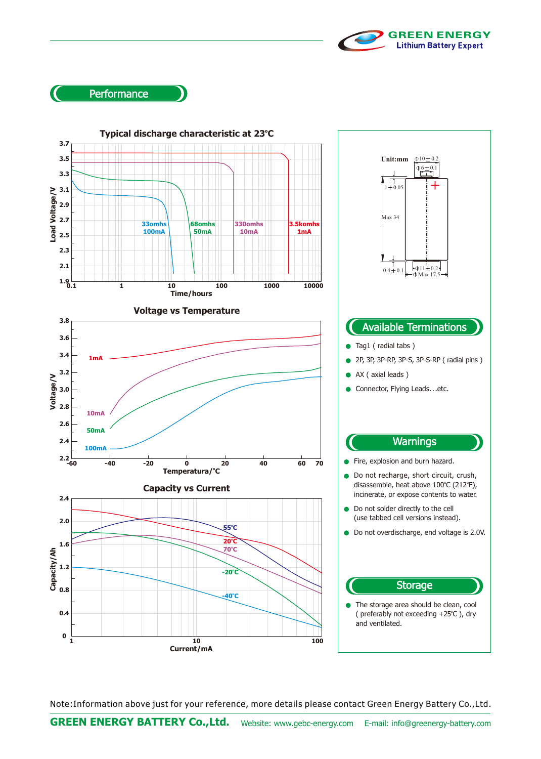GREEN ENERGY
Lithium Battery Expert

## Performance

### Typical discharge characteristic at 23℃

Load Voltage/V

3.7
3.5
3.3
3.1
2.9
2.7
2.5
2.3
2.1
1.9

33omhs
100mA

68omhs
50mA

330omhs
10mA

3.5komhs
1mA

0.1 1 10 100 1000 10000

Time/hours

### Voltage vs Temperature

Voltage/V

3.8
3.6
3.4
3.2
3.0
2.8
2.6
2.4
2.2

1mA
10mA
50mA
100mA

-60 -40 -20 0 20 40 60 70

Temperatura/℃

### Capacity vs Current

Capacity/Ah

2.4
2.0
1.6
1.2
0.8
0.4
0

55℃
20℃
70℃
-20℃
-40℃

1 10 100

Current/mA

Unit:mm

Φ10±0.2

Φ6±0.1

1±0.05

Max 34

0.4±0.1

Φ11±0.2

Φ Max 17.5

## Available Terminations

- Tag1 ( radial tabs )
- 2P, 3P, 3P-RP, 3P-S, 3P-S-RP ( radial pins )
- AX ( axial leads )
- Connector, Flying Leads...etc.

## Warnings

- Fire, explosion and burn hazard.
- Do not recharge, short circuit, crush, disassemble, heat above 100℃ (212℉), incinerate, or expose contents to water.
- Do not solder directly to the cell (use tabbed cell versions instead).
- Do not overdischarge, end voltage is 2.0V.

## Storage

- The storage area should be clean, cool ( preferably not exceeding +25℃ ), dry and ventilated.

Note:Information above just for your reference, more details please contact Green Energy Battery Co.,Ltd.

**GREEN ENERGY BATTERY Co.,Ltd.** Website: www.gebc-energy.com E-mail: info@greenergy-battery.com